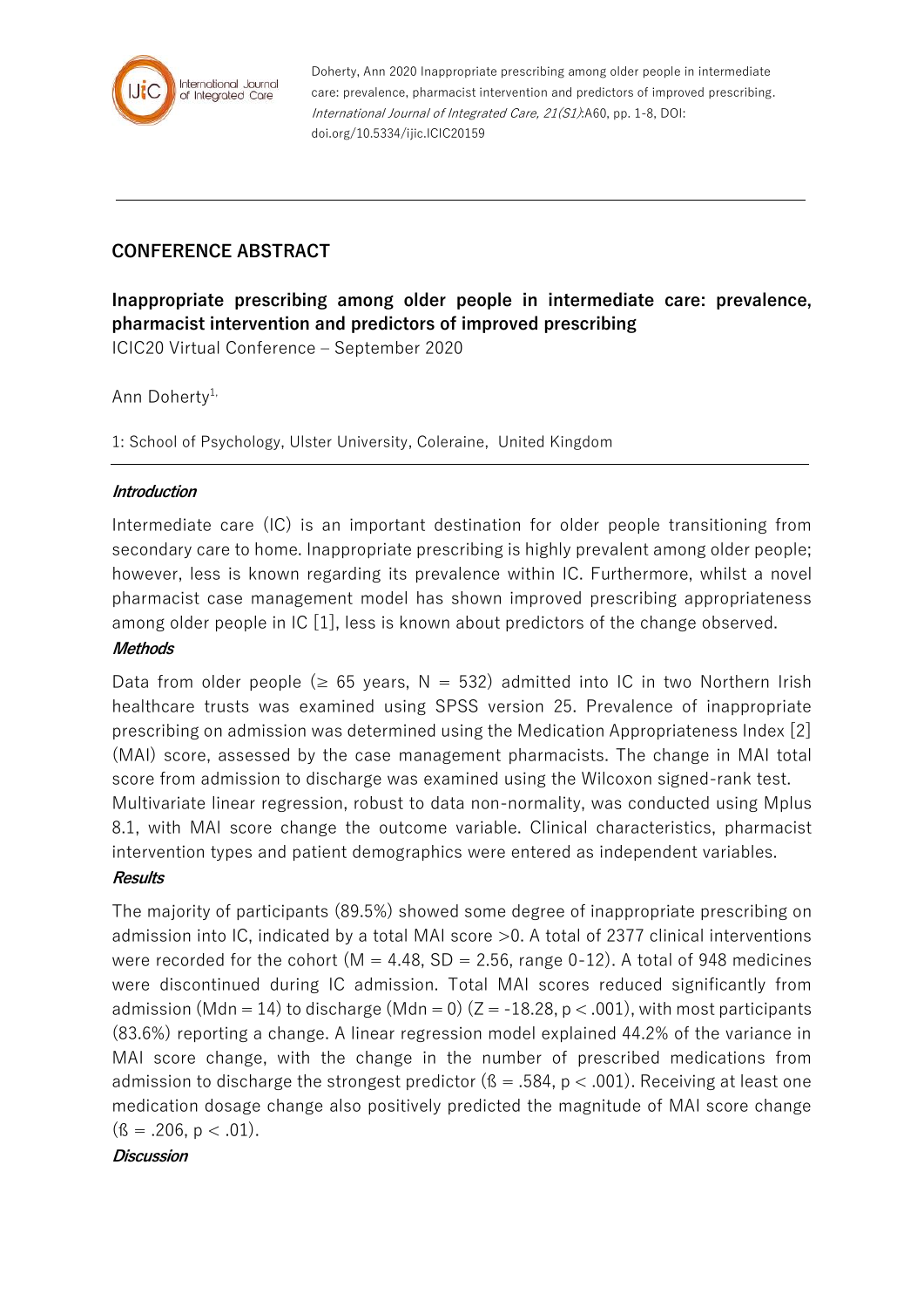Doherty, Ann 2020 Inappropriate prescribing among older people in intermediate care: prevalence, pharmacist intervention and predictors of improved prescribing. *International Journal of Integrated Care, 21(S1)*:A60, pp. 1-8, DOI: doi.org/10.5334/ijic.ICIC20159

## CONFERENCE ABSTRACT

# Inappropriate prescribing among older people in intermediate care: prevalence, pharmacist intervention and predictors of improved prescribing

ICIC20 Virtual Conference – September 2020

Ann Doherty[1,]

1: School of Psychology, Ulster University, Coleraine, United Kingdom

### *Introduction*

Intermediate care (IC) is an important destination for older people transitioning from secondary care to home. Inappropriate prescribing is highly prevalent among older people; however, less is known regarding its prevalence within IC. Furthermore, whilst a novel pharmacist case management model has shown improved prescribing appropriateness among older people in IC [1], less is known about predictors of the change observed.

### *Methods*

Data from older people ($\geq$ 65 years, N = 532) admitted into IC in two Northern Irish healthcare trusts was examined using SPSS version 25. Prevalence of inappropriate prescribing on admission was determined using the Medication Appropriateness Index [2] (MAI) score, assessed by the case management pharmacists. The change in MAI total score from admission to discharge was examined using the Wilcoxon signed-rank test.

Multivariate linear regression, robust to data non-normality, was conducted using Mplus 8.1, with MAI score change the outcome variable. Clinical characteristics, pharmacist intervention types and patient demographics were entered as independent variables.

### *Results*

The majority of participants (89.5%) showed some degree of inappropriate prescribing on admission into IC, indicated by a total MAI score >0. A total of 2377 clinical interventions were recorded for the cohort (M = 4.48, SD = 2.56, range 0-12). A total of 948 medicines were discontinued during IC admission. Total MAI scores reduced significantly from admission (Mdn = 14) to discharge (Mdn = 0) ($Z = -18.28$, $p < .001$), with most participants (83.6%) reporting a change. A linear regression model explained 44.2% of the variance in MAI score change, with the change in the number of prescribed medications from admission to discharge the strongest predictor ($ß = .584$, $p < .001$). Receiving at least one medication dosage change also positively predicted the magnitude of MAI score change ($ß = .206$, $p < .01$).

### *Discussion*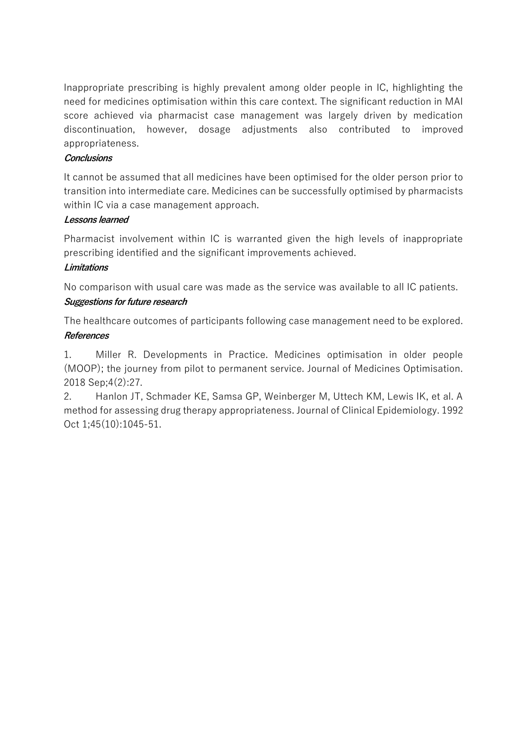Inappropriate prescribing is highly prevalent among older people in IC, highlighting the need for medicines optimisation within this care context. The significant reduction in MAI score achieved via pharmacist case management was largely driven by medication discontinuation, however, dosage adjustments also contributed to improved appropriateness.

***Conclusions***

It cannot be assumed that all medicines have been optimised for the older person prior to transition into intermediate care. Medicines can be successfully optimised by pharmacists within IC via a case management approach.

***Lessons learned***

Pharmacist involvement within IC is warranted given the high levels of inappropriate prescribing identified and the significant improvements achieved.

***Limitations***

No comparison with usual care was made as the service was available to all IC patients.

***Suggestions for future research***

The healthcare outcomes of participants following case management need to be explored.

***References***

1. Miller R. Developments in Practice. Medicines optimisation in older people (MOOP); the journey from pilot to permanent service. Journal of Medicines Optimisation. 2018 Sep;4(2):27.
2. Hanlon JT, Schmader KE, Samsa GP, Weinberger M, Uttech KM, Lewis IK, et al. A method for assessing drug therapy appropriateness. Journal of Clinical Epidemiology. 1992 Oct 1;45(10):1045-51.